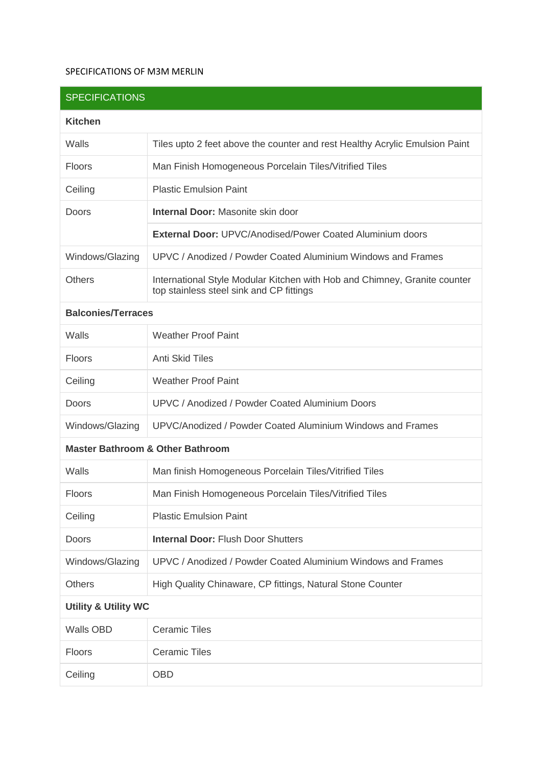SPECIFICATIONS OF M3M MERLIN

| SPECIFICATIONS | |
|---|---|
| **Kitchen** | |
| Walls | Tiles upto 2 feet above the counter and rest Healthy Acrylic Emulsion Paint |
| Floors | Man Finish Homogeneous Porcelain Tiles/Vitrified Tiles |
| Ceiling | Plastic Emulsion Paint |
| Doors | **Internal Door:** Masonite skin door |
| | **External Door:** UPVC/Anodised/Power Coated Aluminium doors |
| Windows/Glazing | UPVC / Anodized / Powder Coated Aluminium Windows and Frames |
| Others | International Style Modular Kitchen with Hob and Chimney, Granite counter top stainless steel sink and CP fittings |
| **Balconies/Terraces** | |
| Walls | Weather Proof Paint |
| Floors | Anti Skid Tiles |
| Ceiling | Weather Proof Paint |
| Doors | UPVC / Anodized / Powder Coated Aluminium Doors |
| Windows/Glazing | UPVC/Anodized / Powder Coated Aluminium Windows and Frames |
| **Master Bathroom & Other Bathroom** | |
| Walls | Man finish Homogeneous Porcelain Tiles/Vitrified Tiles |
| Floors | Man Finish Homogeneous Porcelain Tiles/Vitrified Tiles |
| Ceiling | Plastic Emulsion Paint |
| Doors | **Internal Door:** Flush Door Shutters |
| Windows/Glazing | UPVC / Anodized / Powder Coated Aluminium Windows and Frames |
| Others | High Quality Chinaware, CP fittings, Natural Stone Counter |
| **Utility & Utility WC** | |
| Walls OBD | Ceramic Tiles |
| Floors | Ceramic Tiles |
| Ceiling | OBD |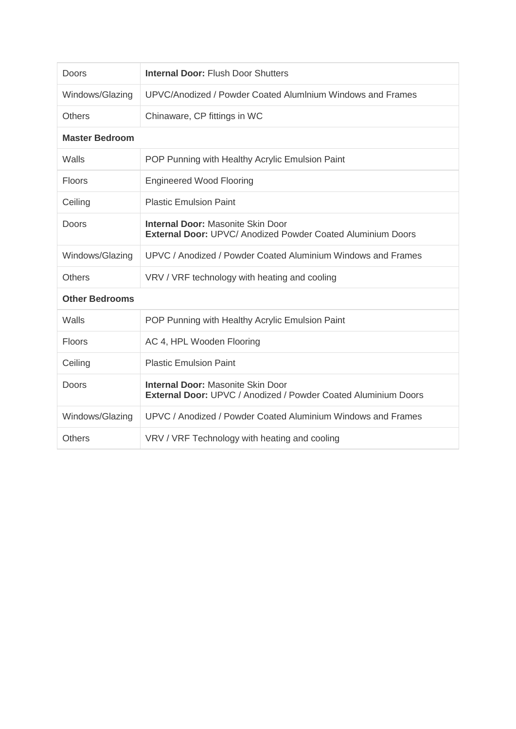| | |
|---|---|
| Doors | **Internal Door:** Flush Door Shutters |
| Windows/Glazing | UPVC/Anodized / Powder Coated Alumlnium Windows and Frames |
| Others | Chinaware, CP fittings in WC |
| **Master Bedroom** | |
| Walls | POP Punning with Healthy Acrylic Emulsion Paint |
| Floors | Engineered Wood Flooring |
| Ceiling | Plastic Emulsion Paint |
| Doors | **Internal Door:** Masonite Skin Door<br>**External Door:** UPVC/ Anodized Powder Coated Aluminium Doors |
| Windows/Glazing | UPVC / Anodized / Powder Coated Aluminium Windows and Frames |
| Others | VRV / VRF technology with heating and cooling |
| **Other Bedrooms** | |
| Walls | POP Punning with Healthy Acrylic Emulsion Paint |
| Floors | AC 4, HPL Wooden Flooring |
| Ceiling | Plastic Emulsion Paint |
| Doors | **Internal Door:** Masonite Skin Door<br>**External Door:** UPVC / Anodized / Powder Coated Aluminium Doors |
| Windows/Glazing | UPVC / Anodized / Powder Coated Aluminium Windows and Frames |
| Others | VRV / VRF Technology with heating and cooling |